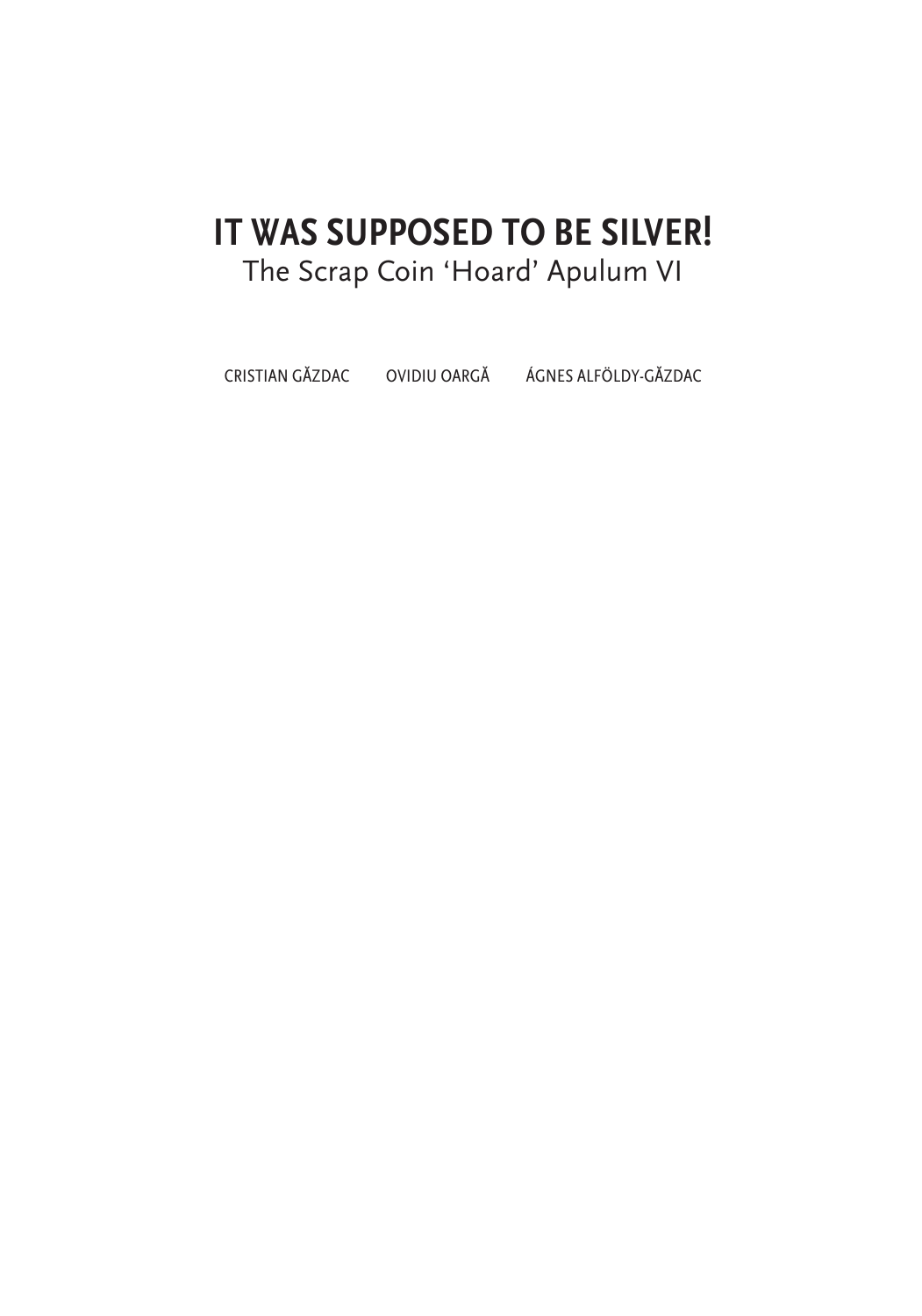# IT WAS SUPPOSED TO BE SILVER!

## The Scrap Coin 'Hoard' Apulum VI

CRISTIAN GĂZDAC   OVIDIU OARGĂ   ÁGNES ALFÖLDY-GĂZDAC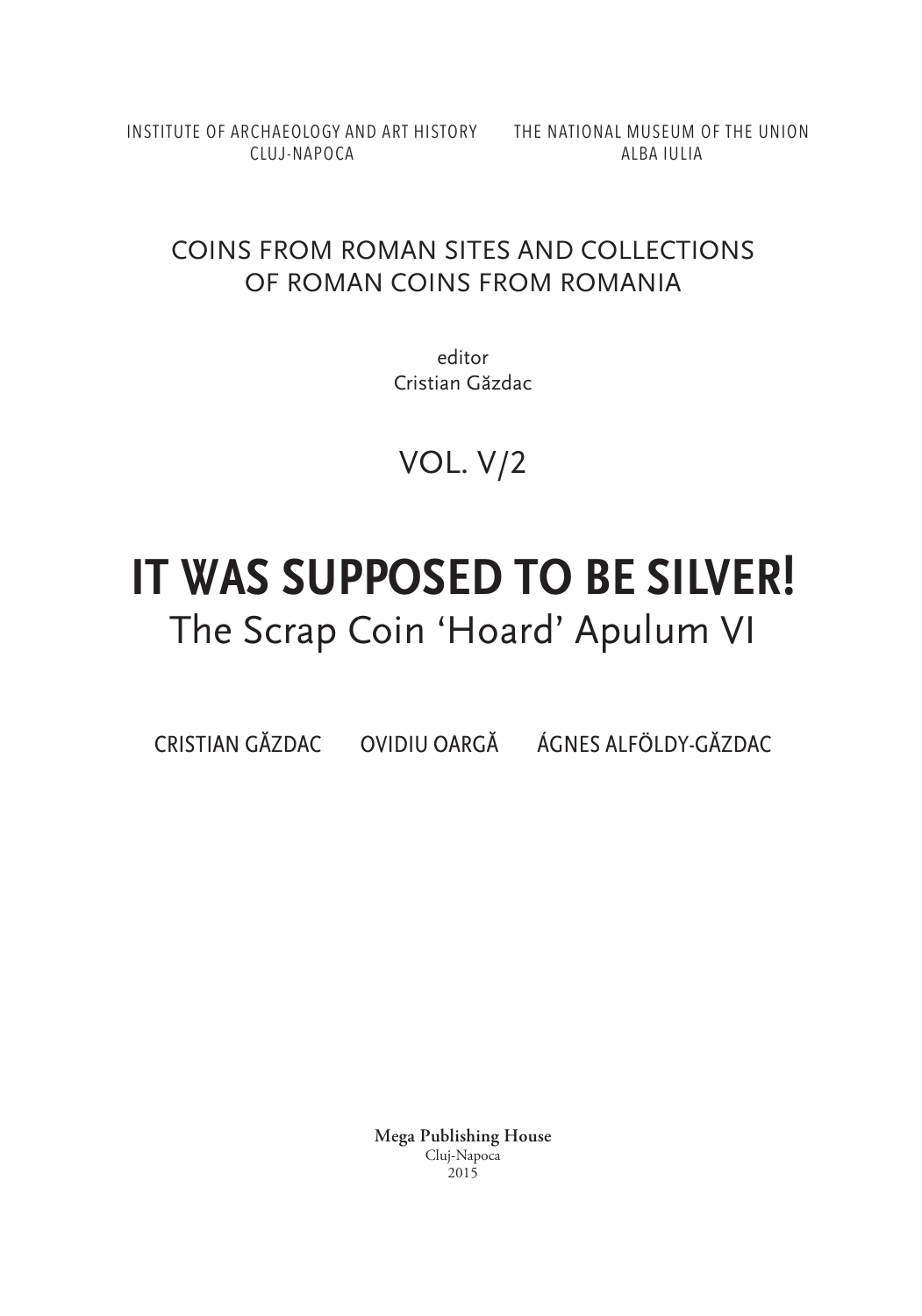INSTITUTE OF ARCHAEOLOGY AND ART HISTORY
CLUJ-NAPOCA

THE NATIONAL MUSEUM OF THE UNION
ALBA IULIA

COINS FROM ROMAN SITES AND COLLECTIONS
OF ROMAN COINS FROM ROMANIA

editor
Cristian Găzdac

VOL. V/2

# IT WAS SUPPOSED TO BE SILVER!

## The Scrap Coin 'Hoard' Apulum VI

CRISTIAN GĂZDAC OVIDIU OARGĂ ÁGNES ALFÖLDY-GĂZDAC

**Mega Publishing House**
Cluj-Napoca
2015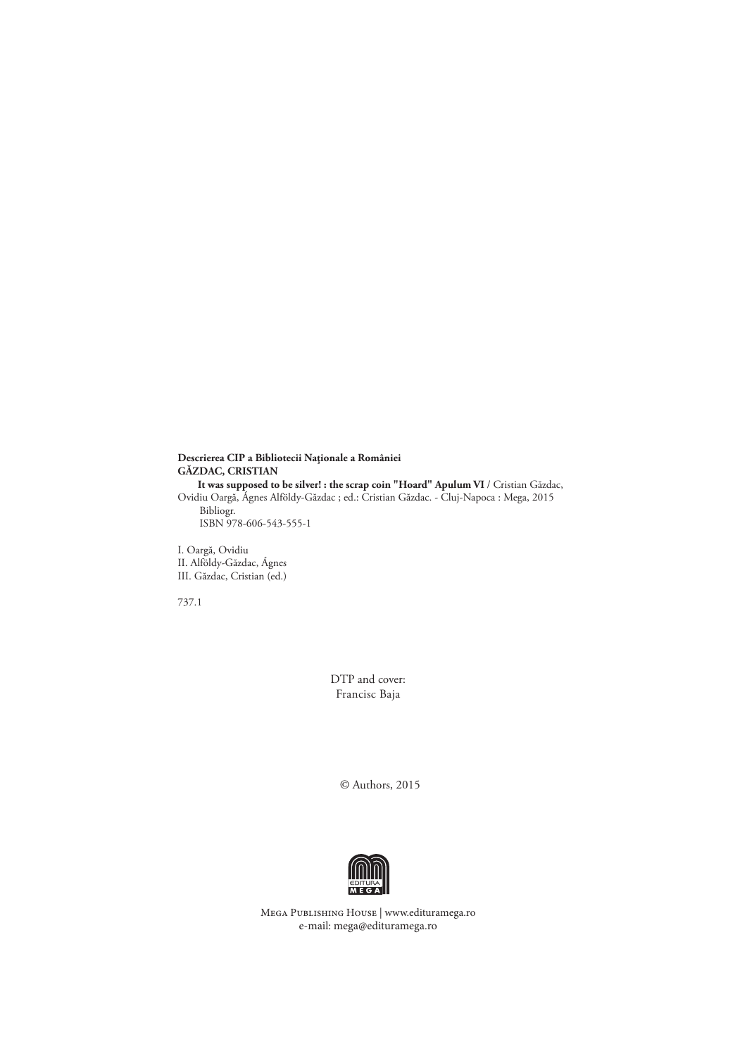**Descrierea CIP a Bibliotecii Naţionale a României**
**GĂZDAC, CRISTIAN**

**It was supposed to be silver! : the scrap coin "Hoard" Apulum VI** / Cristian Găzdac, Ovidiu Oargă, Ágnes Alföldy-Găzdac ; ed.: Cristian Găzdac. - Cluj-Napoca : Mega, 2015

Bibliogr.

ISBN 978-606-543-555-1

I. Oargă, Ovidiu
II. Alföldy-Găzdac, Ágnes
III. Găzdac, Cristian (ed.)

737.1

DTP and cover:
Francisc Baja

© Authors, 2015

EDITURA MEGA

Mega Publishing House | www.edituramega.ro
e-mail: mega@edituramega.ro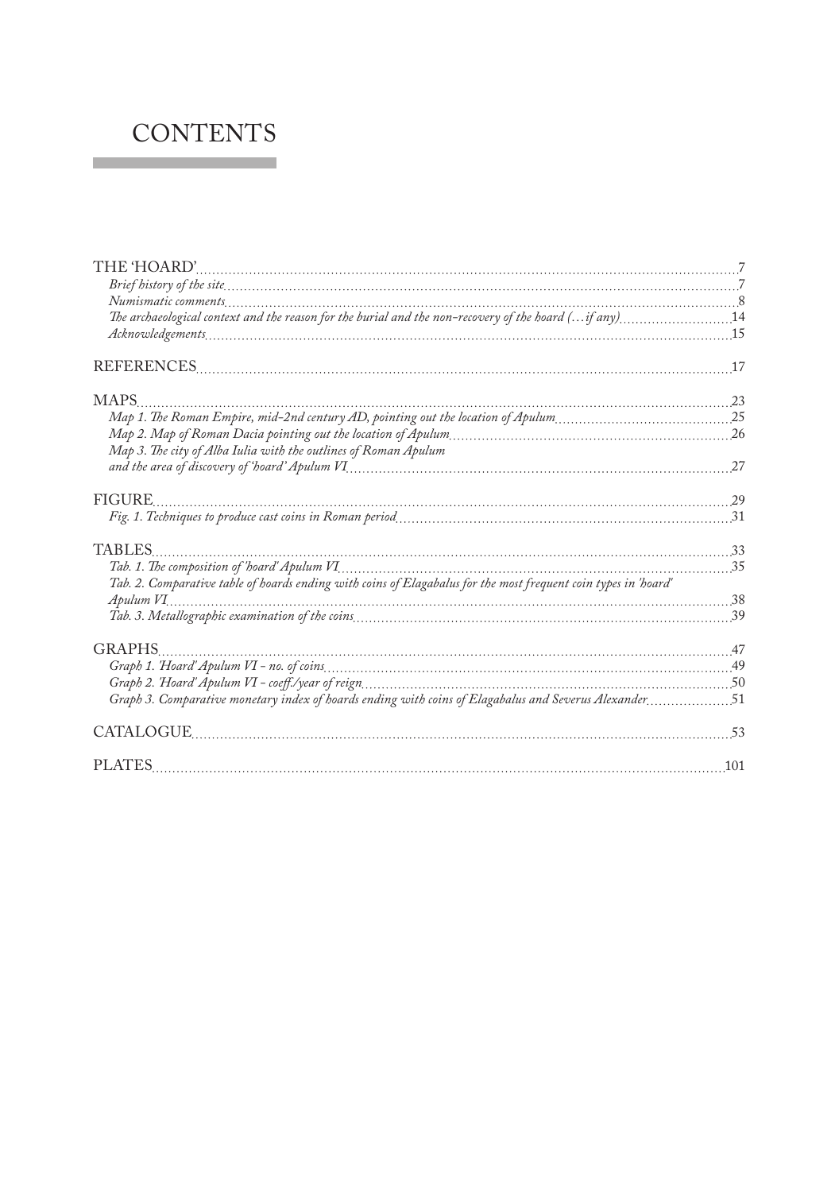# CONTENTS

THE 'HOARD' ..... 7

*Brief history of the site* ..... 7

*Numismatic comments* ..... 8

*The archaeological context and the reason for the burial and the non-recovery of the hoard (…if any)* ..... 14

*Acknowledgements* ..... 15

REFERENCES ..... 17

MAPS ..... 23

*Map 1. The Roman Empire, mid-2nd century AD, pointing out the location of Apulum* ..... 25

*Map 2. Map of Roman Dacia pointing out the location of Apulum* ..... 26

*Map 3. The city of Alba Iulia with the outlines of Roman Apulum and the area of discovery of 'hoard' Apulum VI* ..... 27

FIGURE ..... 29

*Fig. 1. Techniques to produce cast coins in Roman period* ..... 31

TABLES ..... 33

*Tab. 1. The composition of 'hoard' Apulum VI* ..... 35

*Tab. 2. Comparative table of hoards ending with coins of Elagabalus for the most frequent coin types in 'hoard' Apulum VI* ..... 38

*Tab. 3. Metallographic examination of the coins* ..... 39

GRAPHS ..... 47

*Graph 1. 'Hoard' Apulum VI - no. of coins* ..... 49

*Graph 2. 'Hoard' Apulum VI - coeff./year of reign* ..... 50

*Graph 3. Comparative monetary index of hoards ending with coins of Elagabalus and Severus Alexander* ..... 51

CATALOGUE ..... 53

PLATES ..... 101